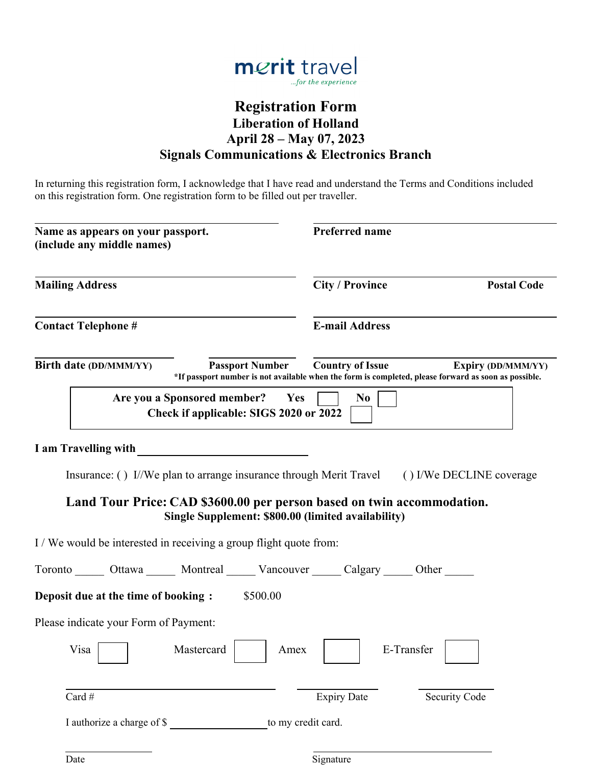merit travel
*...for the experience*

# Registration Form

## Liberation of Holland
## April 28 – May 07, 2023
## Signals Communications & Electronics Branch

In returning this registration form, I acknowledge that I have read and understand the Terms and Conditions included on this registration form. One registration form to be filled out per traveller.

**Name as appears on your passport. (include any middle names)** ______________________

**Preferred name** ______________________

**Mailing Address** ______________________

**City / Province** ______________________ **Postal Code** __________

**Contact Telephone #** ______________________

**E-mail Address** ______________________

**Birth date (DD/MMM/YY)** __________ **Passport Number** __________ **Country of Issue** __________ **Expiry (DD/MMM/YY)** __________

**\*If passport number is not available when the form is completed, please forward as soon as possible.**

**Are you a Sponsored member? Yes ☐ No ☐**
**Check if applicable: SIGS 2020 or 2022 ☐**

**I am Travelling with** ______________________

Insurance: ( ) I//We plan to arrange insurance through Merit Travel ( ) I/We DECLINE coverage

**Land Tour Price: CAD $3600.00 per person based on twin accommodation.**
**Single Supplement: $800.00 (limited availability)**

I / We would be interested in receiving a group flight quote from:

Toronto _____ Ottawa _____ Montreal _____ Vancouver _____ Calgary _____ Other _____

**Deposit due at the time of booking :** $500.00

Please indicate your Form of Payment:

Visa ☐ Mastercard ☐ Amex ☐ E-Transfer ☐

Card # ______________________ Expiry Date __________ Security Code __________

I authorize a charge of $ __________ to my credit card.

Date __________ Signature ______________________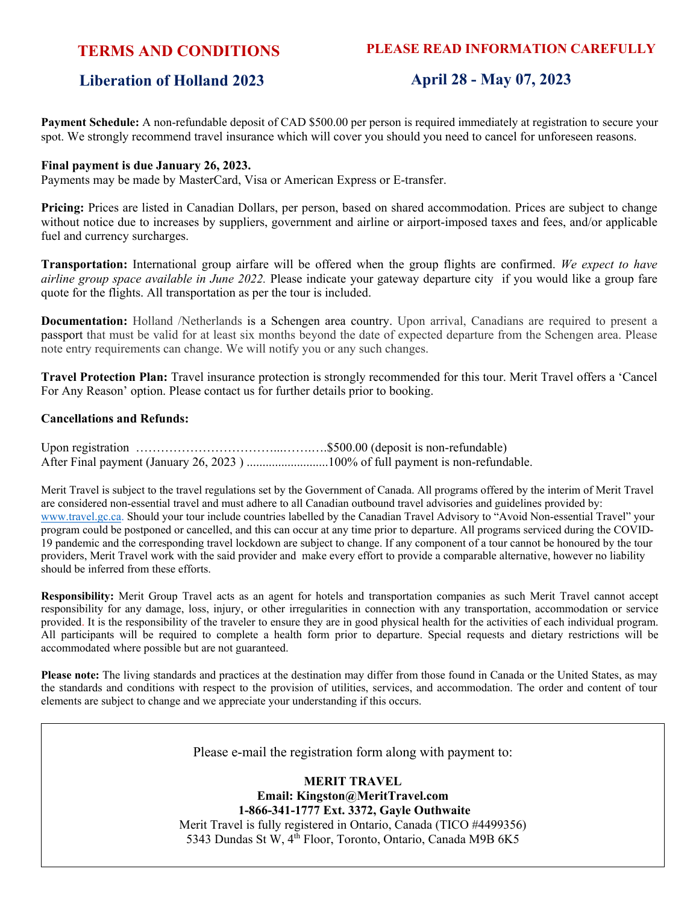# TERMS AND CONDITIONS

**PLEASE READ INFORMATION CAREFULLY**

## Liberation of Holland 2023

## April 28 - May 07, 2023

**Payment Schedule:** A non-refundable deposit of CAD $500.00 per person is required immediately at registration to secure your spot. We strongly recommend travel insurance which will cover you should you need to cancel for unforeseen reasons.

**Final payment is due January 26, 2023.**
Payments may be made by MasterCard, Visa or American Express or E-transfer.

**Pricing:** Prices are listed in Canadian Dollars, per person, based on shared accommodation. Prices are subject to change without notice due to increases by suppliers, government and airline or airport-imposed taxes and fees, and/or applicable fuel and currency surcharges.

**Transportation:** International group airfare will be offered when the group flights are confirmed. *We expect to have airline group space available in June 2022.* Please indicate your gateway departure city if you would like a group fare quote for the flights. All transportation as per the tour is included.

**Documentation:** Holland /Netherlands is a Schengen area country. Upon arrival, Canadians are required to present a passport that must be valid for at least six months beyond the date of expected departure from the Schengen area. Please note entry requirements can change. We will notify you or any such changes.

**Travel Protection Plan:** Travel insurance protection is strongly recommended for this tour. Merit Travel offers a 'Cancel For Any Reason' option. Please contact us for further details prior to booking.

**Cancellations and Refunds:**

Upon registration ……………………………...…….….$500.00 (deposit is non-refundable)
After Final payment (January 26, 2023 ) ..........................100% of full payment is non-refundable.

Merit Travel is subject to the travel regulations set by the Government of Canada. All programs offered by the interim of Merit Travel are considered non-essential travel and must adhere to all Canadian outbound travel advisories and guidelines provided by: www.travel.gc.ca. Should your tour include countries labelled by the Canadian Travel Advisory to "Avoid Non-essential Travel" your program could be postponed or cancelled, and this can occur at any time prior to departure. All programs serviced during the COVID-19 pandemic and the corresponding travel lockdown are subject to change. If any component of a tour cannot be honoured by the tour providers, Merit Travel work with the said provider and make every effort to provide a comparable alternative, however no liability should be inferred from these efforts.

**Responsibility:** Merit Group Travel acts as an agent for hotels and transportation companies as such Merit Travel cannot accept responsibility for any damage, loss, injury, or other irregularities in connection with any transportation, accommodation or service provided. It is the responsibility of the traveler to ensure they are in good physical health for the activities of each individual program. All participants will be required to complete a health form prior to departure. Special requests and dietary restrictions will be accommodated where possible but are not guaranteed.

**Please note:** The living standards and practices at the destination may differ from those found in Canada or the United States, as may the standards and conditions with respect to the provision of utilities, services, and accommodation. The order and content of tour elements are subject to change and we appreciate your understanding if this occurs.

Please e-mail the registration form along with payment to:

**MERIT TRAVEL**
**Email: Kingston@MeritTravel.com**
**1-866-341-1777 Ext. 3372, Gayle Outhwaite**
Merit Travel is fully registered in Ontario, Canada (TICO #4499356)
5343 Dundas St W, 4th Floor, Toronto, Ontario, Canada M9B 6K5